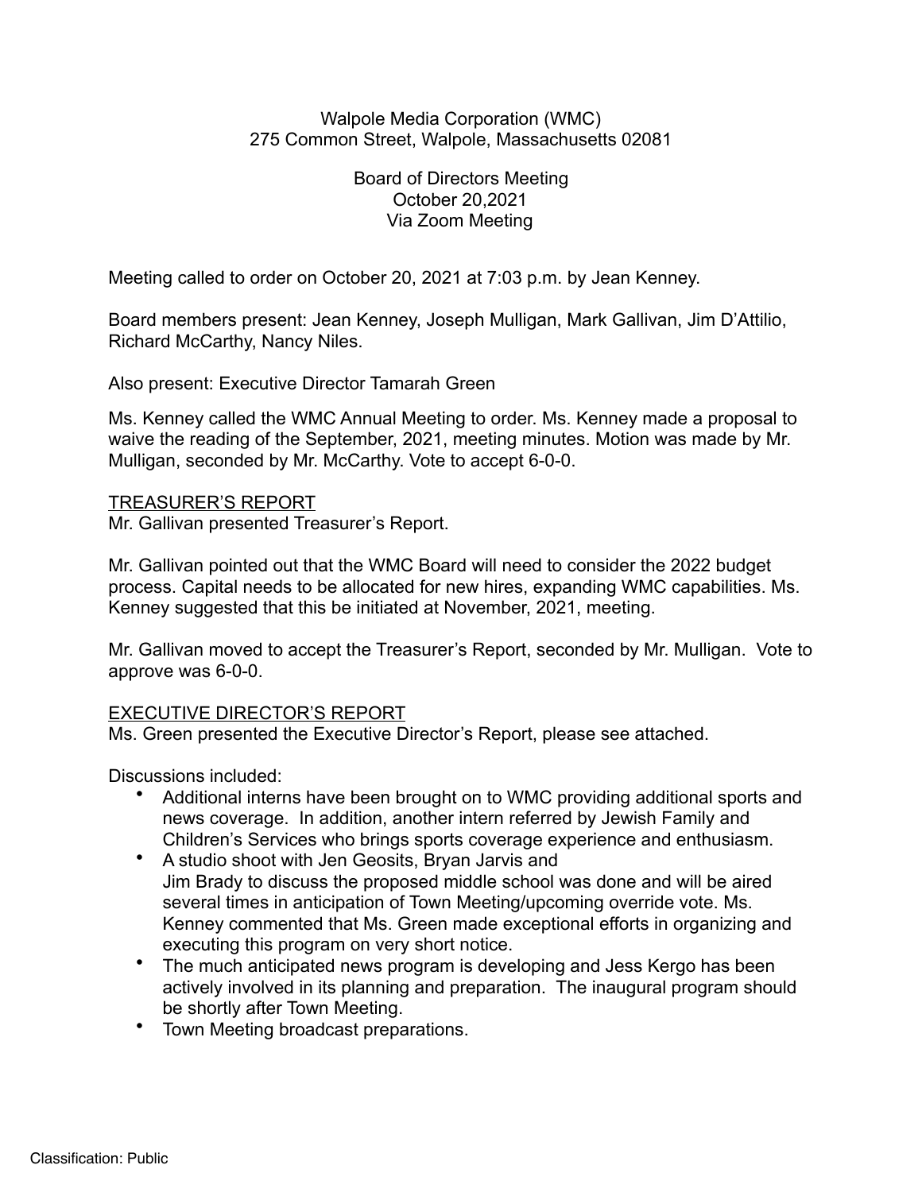Walpole Media Corporation (WMC)
275 Common Street, Walpole, Massachusetts 02081

Board of Directors Meeting
October 20,2021
Via Zoom Meeting

Meeting called to order on October 20, 2021 at 7:03 p.m. by Jean Kenney.

Board members present: Jean Kenney, Joseph Mulligan, Mark Gallivan, Jim D'Attilio, Richard McCarthy, Nancy Niles.

Also present: Executive Director Tamarah Green

Ms. Kenney called the WMC Annual Meeting to order. Ms. Kenney made a proposal to waive the reading of the September, 2021, meeting minutes. Motion was made by Mr. Mulligan, seconded by Mr. McCarthy. Vote to accept 6-0-0.

<u>TREASURER'S REPORT</u>
Mr. Gallivan presented Treasurer's Report.

Mr. Gallivan pointed out that the WMC Board will need to consider the 2022 budget process. Capital needs to be allocated for new hires, expanding WMC capabilities. Ms. Kenney suggested that this be initiated at November, 2021, meeting.

Mr. Gallivan moved to accept the Treasurer's Report, seconded by Mr. Mulligan. Vote to approve was 6-0-0.

<u>EXECUTIVE DIRECTOR'S REPORT</u>
Ms. Green presented the Executive Director's Report, please see attached.

Discussions included:

- Additional interns have been brought on to WMC providing additional sports and news coverage. In addition, another intern referred by Jewish Family and Children's Services who brings sports coverage experience and enthusiasm.
- A studio shoot with Jen Geosits, Bryan Jarvis and Jim Brady to discuss the proposed middle school was done and will be aired several times in anticipation of Town Meeting/upcoming override vote. Ms. Kenney commented that Ms. Green made exceptional efforts in organizing and executing this program on very short notice.
- The much anticipated news program is developing and Jess Kergo has been actively involved in its planning and preparation. The inaugural program should be shortly after Town Meeting.
- Town Meeting broadcast preparations.

Classification: Public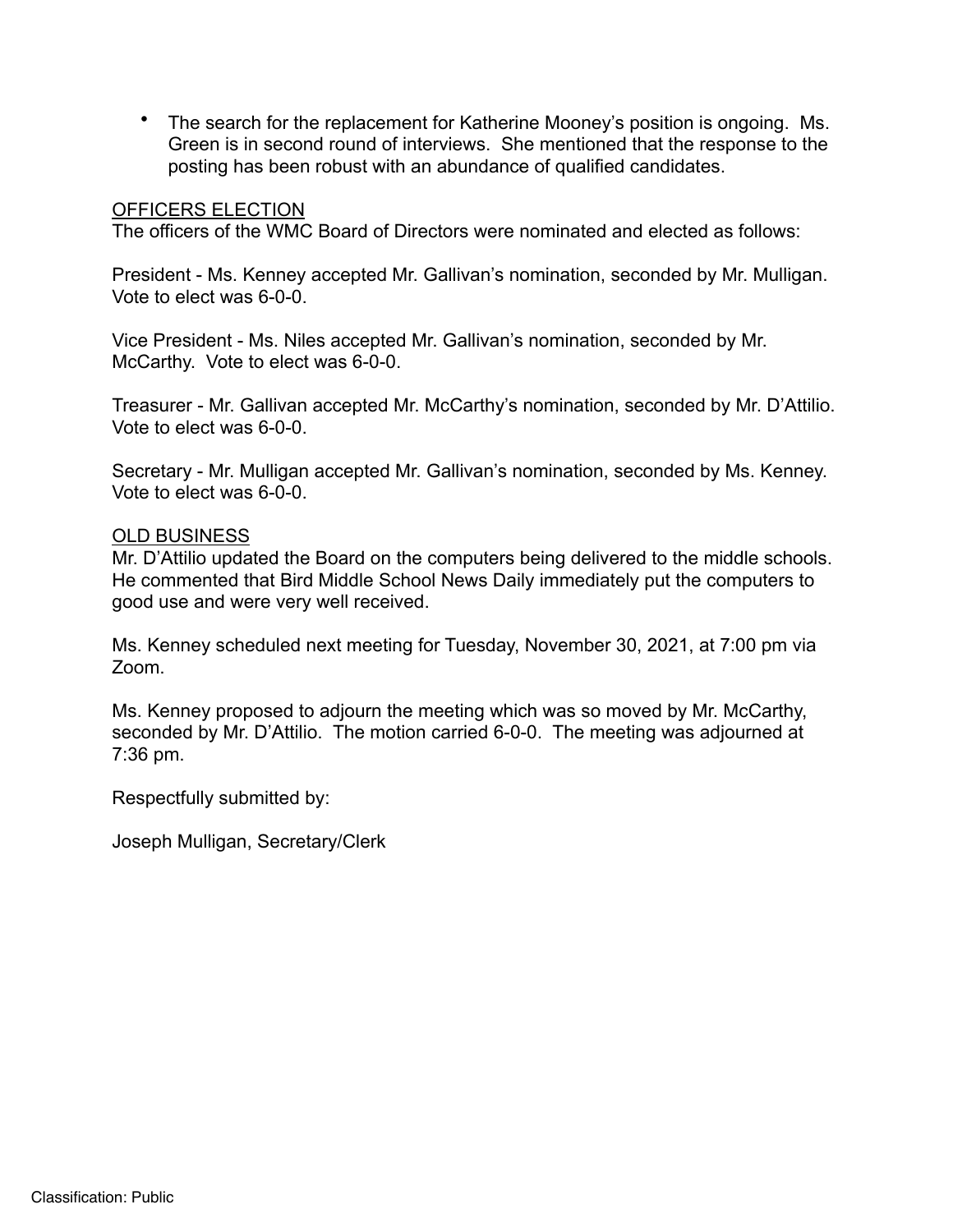- The search for the replacement for Katherine Mooney's position is ongoing. Ms. Green is in second round of interviews. She mentioned that the response to the posting has been robust with an abundance of qualified candidates.

<u>OFFICERS ELECTION</u>

The officers of the WMC Board of Directors were nominated and elected as follows:

President - Ms. Kenney accepted Mr. Gallivan's nomination, seconded by Mr. Mulligan. Vote to elect was 6-0-0.

Vice President - Ms. Niles accepted Mr. Gallivan's nomination, seconded by Mr. McCarthy. Vote to elect was 6-0-0.

Treasurer - Mr. Gallivan accepted Mr. McCarthy's nomination, seconded by Mr. D'Attilio. Vote to elect was 6-0-0.

Secretary - Mr. Mulligan accepted Mr. Gallivan's nomination, seconded by Ms. Kenney. Vote to elect was 6-0-0.

<u>OLD BUSINESS</u>

Mr. D'Attilio updated the Board on the computers being delivered to the middle schools. He commented that Bird Middle School News Daily immediately put the computers to good use and were very well received.

Ms. Kenney scheduled next meeting for Tuesday, November 30, 2021, at 7:00 pm via Zoom.

Ms. Kenney proposed to adjourn the meeting which was so moved by Mr. McCarthy, seconded by Mr. D'Attilio. The motion carried 6-0-0. The meeting was adjourned at 7:36 pm.

Respectfully submitted by:

Joseph Mulligan, Secretary/Clerk

Classification: Public